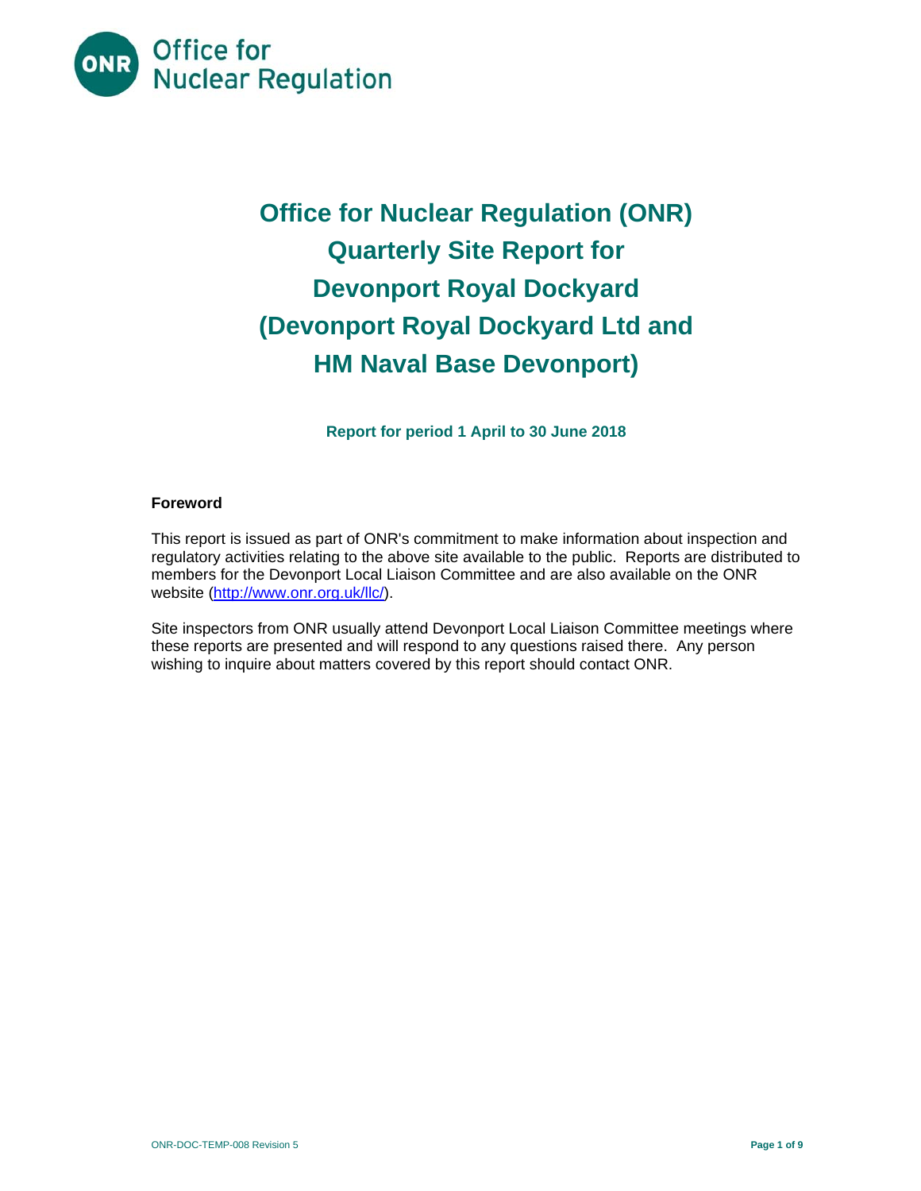# Office for Nuclear Regulation (ONR) Quarterly Site Report for Devonport Royal Dockyard (Devonport Royal Dockyard Ltd and HM Naval Base Devonport)

**Report for period 1 April to 30 June 2018**

## Foreword

This report is issued as part of ONR's commitment to make information about inspection and regulatory activities relating to the above site available to the public. Reports are distributed to members for the Devonport Local Liaison Committee and are also available on the ONR website (http://www.onr.org.uk/llc/).

Site inspectors from ONR usually attend Devonport Local Liaison Committee meetings where these reports are presented and will respond to any questions raised there. Any person wishing to inquire about matters covered by this report should contact ONR.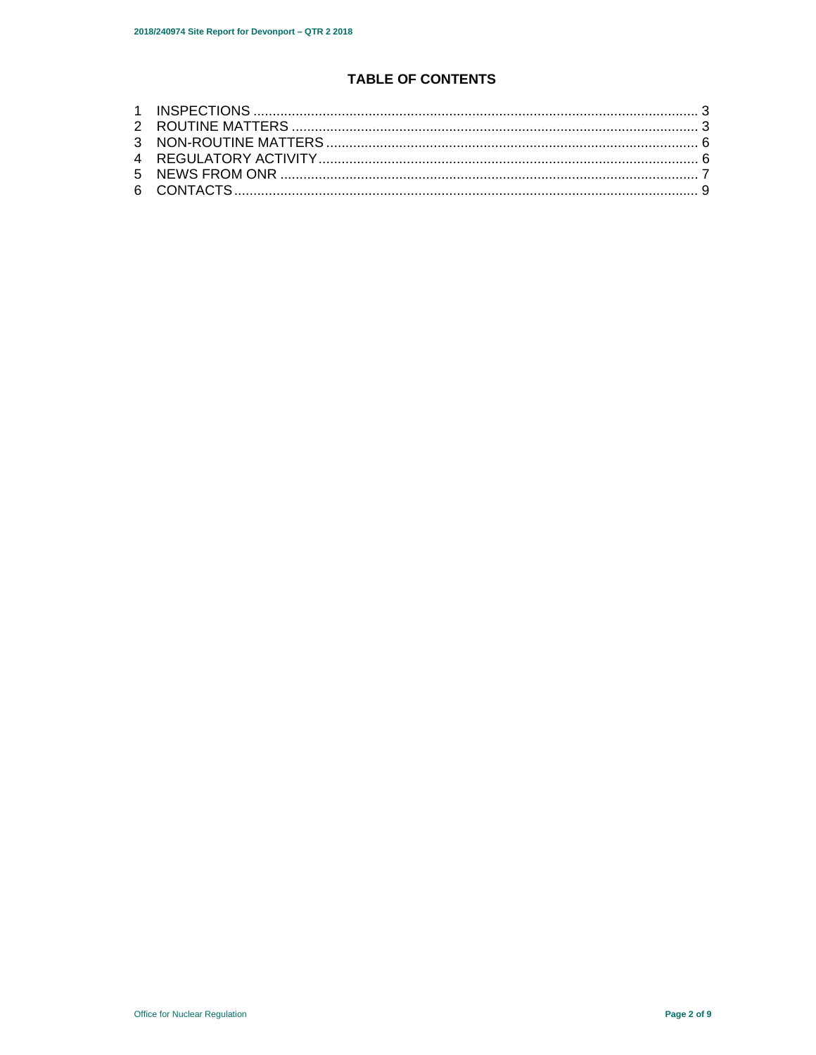# TABLE OF CONTENTS

1 INSPECTIONS ........................................................................................................... 3
2 ROUTINE MATTERS ................................................................................................ 3
3 NON-ROUTINE MATTERS ........................................................................................ 6
4 REGULATORY ACTIVITY .......................................................................................... 6
5 NEWS FROM ONR .................................................................................................... 7
6 CONTACTS ................................................................................................................ 9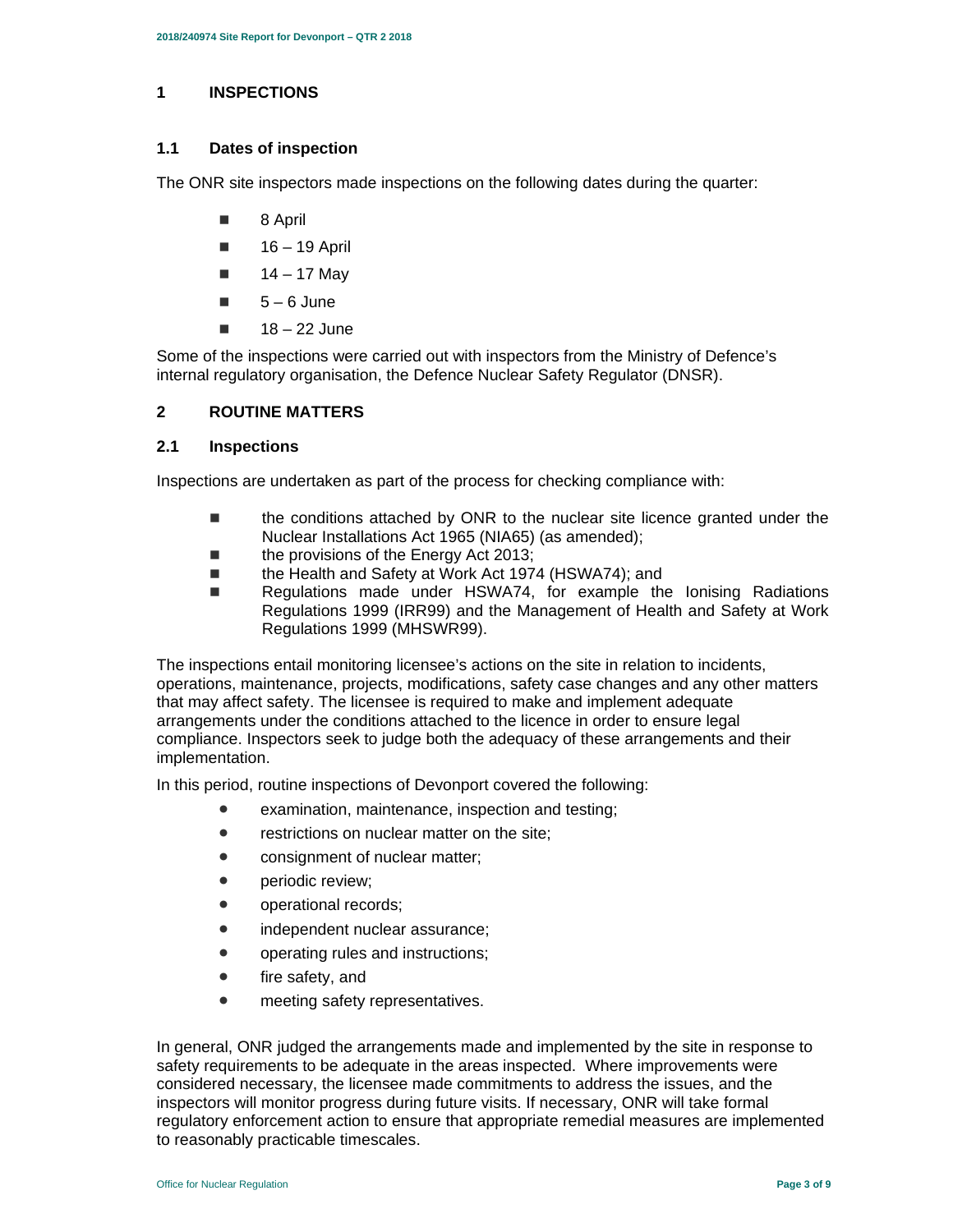# 1 INSPECTIONS

## 1.1 Dates of inspection

The ONR site inspectors made inspections on the following dates during the quarter:

- 8 April
- 16 – 19 April
- 14 – 17 May
- 5 – 6 June
- 18 – 22 June

Some of the inspections were carried out with inspectors from the Ministry of Defence's internal regulatory organisation, the Defence Nuclear Safety Regulator (DNSR).

# 2 ROUTINE MATTERS

## 2.1 Inspections

Inspections are undertaken as part of the process for checking compliance with:

- the conditions attached by ONR to the nuclear site licence granted under the Nuclear Installations Act 1965 (NIA65) (as amended);
- the provisions of the Energy Act 2013;
- the Health and Safety at Work Act 1974 (HSWA74); and
- Regulations made under HSWA74, for example the Ionising Radiations Regulations 1999 (IRR99) and the Management of Health and Safety at Work Regulations 1999 (MHSWR99).

The inspections entail monitoring licensee's actions on the site in relation to incidents, operations, maintenance, projects, modifications, safety case changes and any other matters that may affect safety. The licensee is required to make and implement adequate arrangements under the conditions attached to the licence in order to ensure legal compliance. Inspectors seek to judge both the adequacy of these arrangements and their implementation.

In this period, routine inspections of Devonport covered the following:

- examination, maintenance, inspection and testing;
- restrictions on nuclear matter on the site;
- consignment of nuclear matter;
- periodic review;
- operational records;
- independent nuclear assurance;
- operating rules and instructions;
- fire safety, and
- meeting safety representatives.

In general, ONR judged the arrangements made and implemented by the site in response to safety requirements to be adequate in the areas inspected. Where improvements were considered necessary, the licensee made commitments to address the issues, and the inspectors will monitor progress during future visits. If necessary, ONR will take formal regulatory enforcement action to ensure that appropriate remedial measures are implemented to reasonably practicable timescales.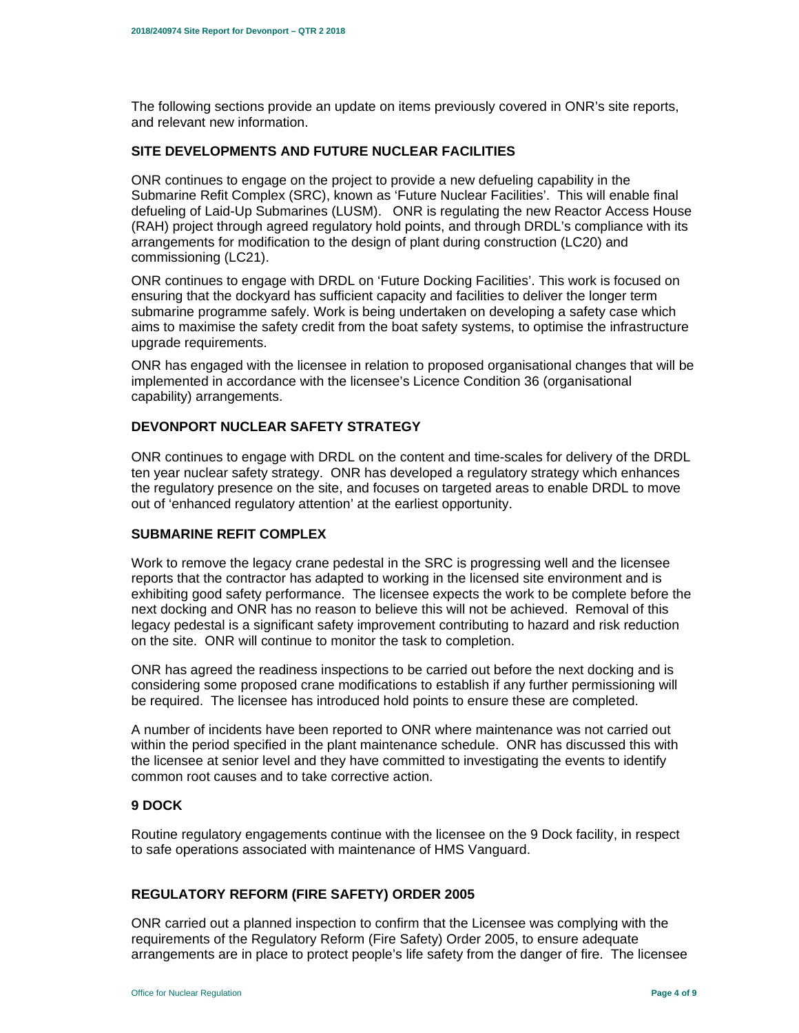The following sections provide an update on items previously covered in ONR's site reports, and relevant new information.

## SITE DEVELOPMENTS AND FUTURE NUCLEAR FACILITIES

ONR continues to engage on the project to provide a new defueling capability in the Submarine Refit Complex (SRC), known as 'Future Nuclear Facilities'. This will enable final defueling of Laid-Up Submarines (LUSM). ONR is regulating the new Reactor Access House (RAH) project through agreed regulatory hold points, and through DRDL's compliance with its arrangements for modification to the design of plant during construction (LC20) and commissioning (LC21).

ONR continues to engage with DRDL on 'Future Docking Facilities'. This work is focused on ensuring that the dockyard has sufficient capacity and facilities to deliver the longer term submarine programme safely. Work is being undertaken on developing a safety case which aims to maximise the safety credit from the boat safety systems, to optimise the infrastructure upgrade requirements.

ONR has engaged with the licensee in relation to proposed organisational changes that will be implemented in accordance with the licensee's Licence Condition 36 (organisational capability) arrangements.

## DEVONPORT NUCLEAR SAFETY STRATEGY

ONR continues to engage with DRDL on the content and time-scales for delivery of the DRDL ten year nuclear safety strategy. ONR has developed a regulatory strategy which enhances the regulatory presence on the site, and focuses on targeted areas to enable DRDL to move out of 'enhanced regulatory attention' at the earliest opportunity.

## SUBMARINE REFIT COMPLEX

Work to remove the legacy crane pedestal in the SRC is progressing well and the licensee reports that the contractor has adapted to working in the licensed site environment and is exhibiting good safety performance. The licensee expects the work to be complete before the next docking and ONR has no reason to believe this will not be achieved. Removal of this legacy pedestal is a significant safety improvement contributing to hazard and risk reduction on the site. ONR will continue to monitor the task to completion.

ONR has agreed the readiness inspections to be carried out before the next docking and is considering some proposed crane modifications to establish if any further permissioning will be required. The licensee has introduced hold points to ensure these are completed.

A number of incidents have been reported to ONR where maintenance was not carried out within the period specified in the plant maintenance schedule. ONR has discussed this with the licensee at senior level and they have committed to investigating the events to identify common root causes and to take corrective action.

## 9 DOCK

Routine regulatory engagements continue with the licensee on the 9 Dock facility, in respect to safe operations associated with maintenance of HMS Vanguard.

## REGULATORY REFORM (FIRE SAFETY) ORDER 2005

ONR carried out a planned inspection to confirm that the Licensee was complying with the requirements of the Regulatory Reform (Fire Safety) Order 2005, to ensure adequate arrangements are in place to protect people's life safety from the danger of fire. The licensee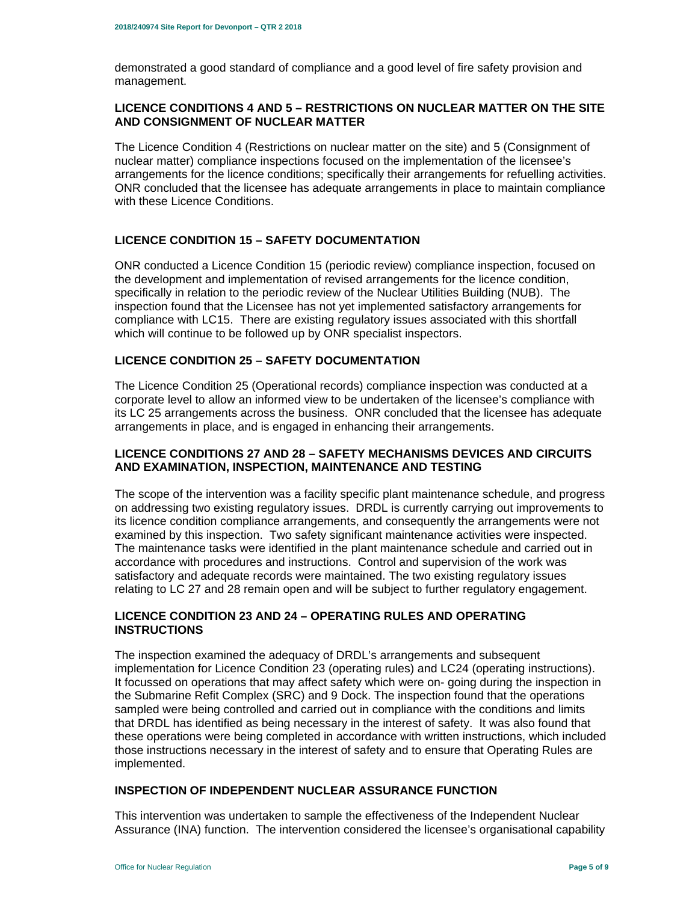demonstrated a good standard of compliance and a good level of fire safety provision and management.

### LICENCE CONDITIONS 4 AND 5 – RESTRICTIONS ON NUCLEAR MATTER ON THE SITE AND CONSIGNMENT OF NUCLEAR MATTER

The Licence Condition 4 (Restrictions on nuclear matter on the site) and 5 (Consignment of nuclear matter) compliance inspections focused on the implementation of the licensee's arrangements for the licence conditions; specifically their arrangements for refuelling activities. ONR concluded that the licensee has adequate arrangements in place to maintain compliance with these Licence Conditions.

### LICENCE CONDITION 15 – SAFETY DOCUMENTATION

ONR conducted a Licence Condition 15 (periodic review) compliance inspection, focused on the development and implementation of revised arrangements for the licence condition, specifically in relation to the periodic review of the Nuclear Utilities Building (NUB). The inspection found that the Licensee has not yet implemented satisfactory arrangements for compliance with LC15. There are existing regulatory issues associated with this shortfall which will continue to be followed up by ONR specialist inspectors.

### LICENCE CONDITION 25 – SAFETY DOCUMENTATION

The Licence Condition 25 (Operational records) compliance inspection was conducted at a corporate level to allow an informed view to be undertaken of the licensee's compliance with its LC 25 arrangements across the business. ONR concluded that the licensee has adequate arrangements in place, and is engaged in enhancing their arrangements.

### LICENCE CONDITIONS 27 AND 28 – SAFETY MECHANISMS DEVICES AND CIRCUITS AND EXAMINATION, INSPECTION, MAINTENANCE AND TESTING

The scope of the intervention was a facility specific plant maintenance schedule, and progress on addressing two existing regulatory issues. DRDL is currently carrying out improvements to its licence condition compliance arrangements, and consequently the arrangements were not examined by this inspection. Two safety significant maintenance activities were inspected. The maintenance tasks were identified in the plant maintenance schedule and carried out in accordance with procedures and instructions. Control and supervision of the work was satisfactory and adequate records were maintained. The two existing regulatory issues relating to LC 27 and 28 remain open and will be subject to further regulatory engagement.

### LICENCE CONDITION 23 AND 24 – OPERATING RULES AND OPERATING INSTRUCTIONS

The inspection examined the adequacy of DRDL's arrangements and subsequent implementation for Licence Condition 23 (operating rules) and LC24 (operating instructions). It focussed on operations that may affect safety which were on- going during the inspection in the Submarine Refit Complex (SRC) and 9 Dock. The inspection found that the operations sampled were being controlled and carried out in compliance with the conditions and limits that DRDL has identified as being necessary in the interest of safety. It was also found that these operations were being completed in accordance with written instructions, which included those instructions necessary in the interest of safety and to ensure that Operating Rules are implemented.

### INSPECTION OF INDEPENDENT NUCLEAR ASSURANCE FUNCTION

This intervention was undertaken to sample the effectiveness of the Independent Nuclear Assurance (INA) function. The intervention considered the licensee's organisational capability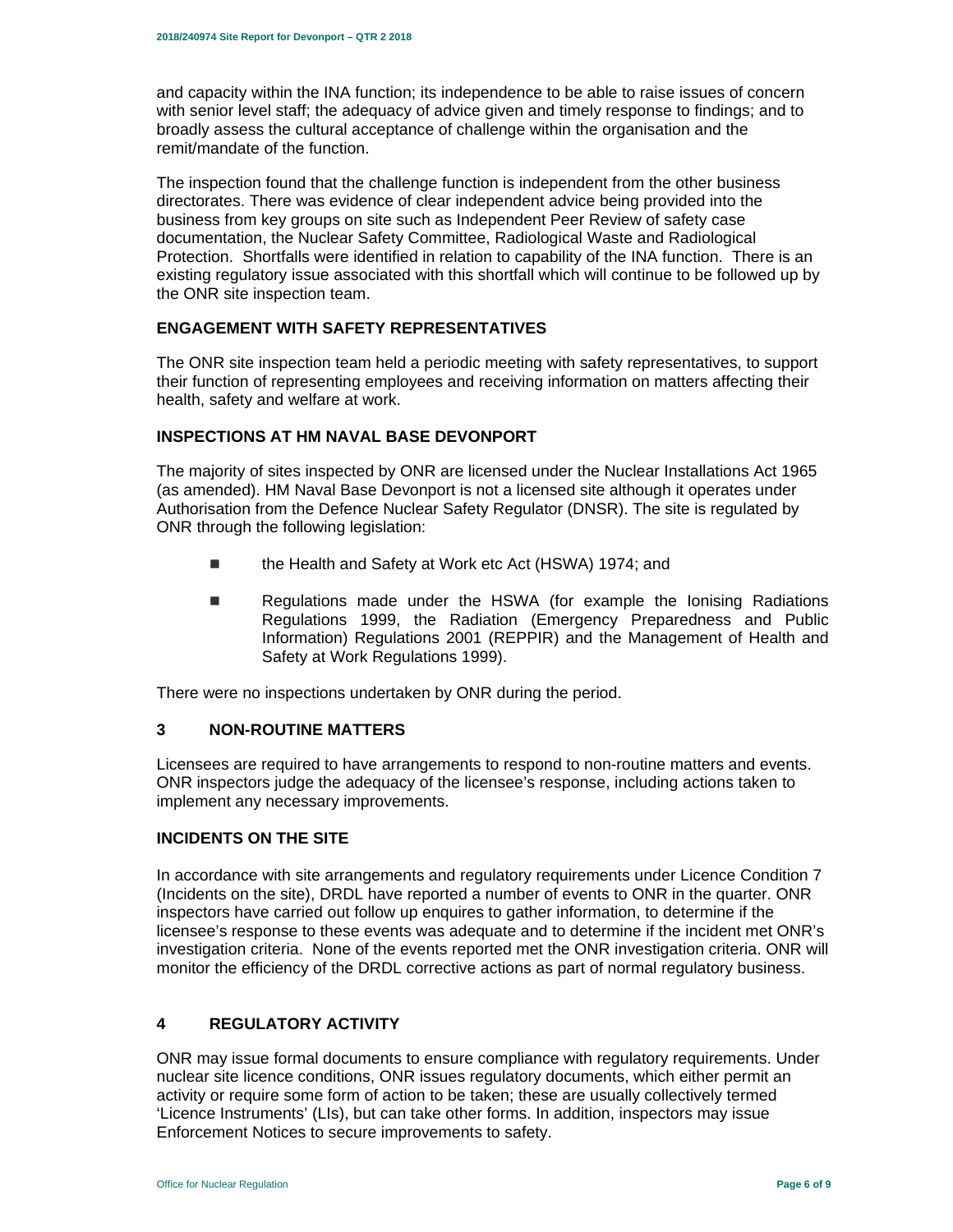and capacity within the INA function; its independence to be able to raise issues of concern with senior level staff; the adequacy of advice given and timely response to findings; and to broadly assess the cultural acceptance of challenge within the organisation and the remit/mandate of the function.

The inspection found that the challenge function is independent from the other business directorates. There was evidence of clear independent advice being provided into the business from key groups on site such as Independent Peer Review of safety case documentation, the Nuclear Safety Committee, Radiological Waste and Radiological Protection. Shortfalls were identified in relation to capability of the INA function. There is an existing regulatory issue associated with this shortfall which will continue to be followed up by the ONR site inspection team.

### ENGAGEMENT WITH SAFETY REPRESENTATIVES

The ONR site inspection team held a periodic meeting with safety representatives, to support their function of representing employees and receiving information on matters affecting their health, safety and welfare at work.

### INSPECTIONS AT HM NAVAL BASE DEVONPORT

The majority of sites inspected by ONR are licensed under the Nuclear Installations Act 1965 (as amended). HM Naval Base Devonport is not a licensed site although it operates under Authorisation from the Defence Nuclear Safety Regulator (DNSR). The site is regulated by ONR through the following legislation:

- the Health and Safety at Work etc Act (HSWA) 1974; and
- Regulations made under the HSWA (for example the Ionising Radiations Regulations 1999, the Radiation (Emergency Preparedness and Public Information) Regulations 2001 (REPPIR) and the Management of Health and Safety at Work Regulations 1999).

There were no inspections undertaken by ONR during the period.

## 3 NON-ROUTINE MATTERS

Licensees are required to have arrangements to respond to non-routine matters and events. ONR inspectors judge the adequacy of the licensee's response, including actions taken to implement any necessary improvements.

### INCIDENTS ON THE SITE

In accordance with site arrangements and regulatory requirements under Licence Condition 7 (Incidents on the site), DRDL have reported a number of events to ONR in the quarter. ONR inspectors have carried out follow up enquires to gather information, to determine if the licensee's response to these events was adequate and to determine if the incident met ONR's investigation criteria. None of the events reported met the ONR investigation criteria. ONR will monitor the efficiency of the DRDL corrective actions as part of normal regulatory business.

## 4 REGULATORY ACTIVITY

ONR may issue formal documents to ensure compliance with regulatory requirements. Under nuclear site licence conditions, ONR issues regulatory documents, which either permit an activity or require some form of action to be taken; these are usually collectively termed 'Licence Instruments' (LIs), but can take other forms. In addition, inspectors may issue Enforcement Notices to secure improvements to safety.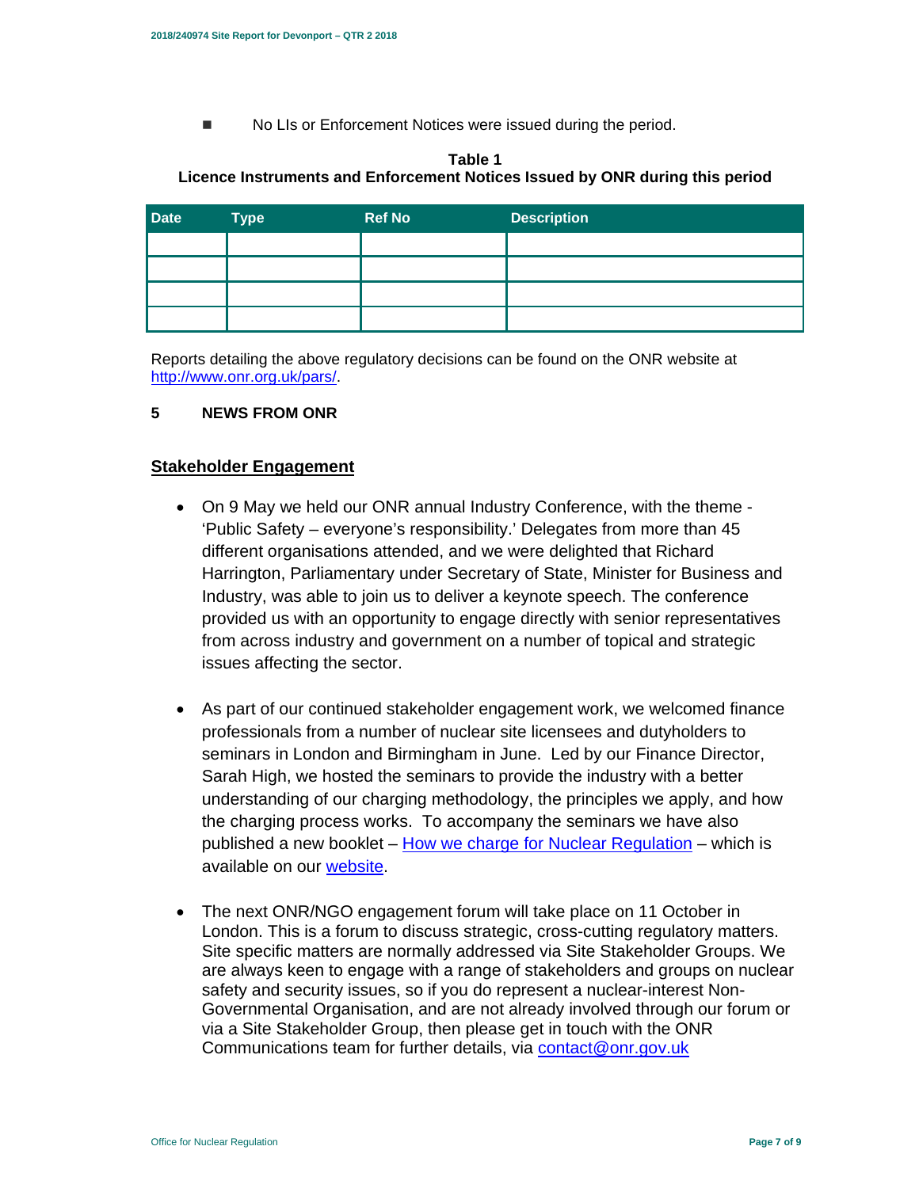- No LIs or Enforcement Notices were issued during the period.

**Table 1**
**Licence Instruments and Enforcement Notices Issued by ONR during this period**

| Date | Type | Ref No | Description |
|---|---|---|---|
| | | | |
| | | | |
| | | | |
| | | | |

Reports detailing the above regulatory decisions can be found on the ONR website at [http://www.onr.org.uk/pars/](http://www.onr.org.uk/pars/).

## 5 NEWS FROM ONR

### Stakeholder Engagement

- On 9 May we held our ONR annual Industry Conference, with the theme - 'Public Safety – everyone's responsibility.' Delegates from more than 45 different organisations attended, and we were delighted that Richard Harrington, Parliamentary under Secretary of State, Minister for Business and Industry, was able to join us to deliver a keynote speech. The conference provided us with an opportunity to engage directly with senior representatives from across industry and government on a number of topical and strategic issues affecting the sector.

- As part of our continued stakeholder engagement work, we welcomed finance professionals from a number of nuclear site licensees and dutyholders to seminars in London and Birmingham in June. Led by our Finance Director, Sarah High, we hosted the seminars to provide the industry with a better understanding of our charging methodology, the principles we apply, and how the charging process works. To accompany the seminars we have also published a new booklet – How we charge for Nuclear Regulation – which is available on our website.

- The next ONR/NGO engagement forum will take place on 11 October in London. This is a forum to discuss strategic, cross-cutting regulatory matters. Site specific matters are normally addressed via Site Stakeholder Groups. We are always keen to engage with a range of stakeholders and groups on nuclear safety and security issues, so if you do represent a nuclear-interest Non-Governmental Organisation, and are not already involved through our forum or via a Site Stakeholder Group, then please get in touch with the ONR Communications team for further details, via contact@onr.gov.uk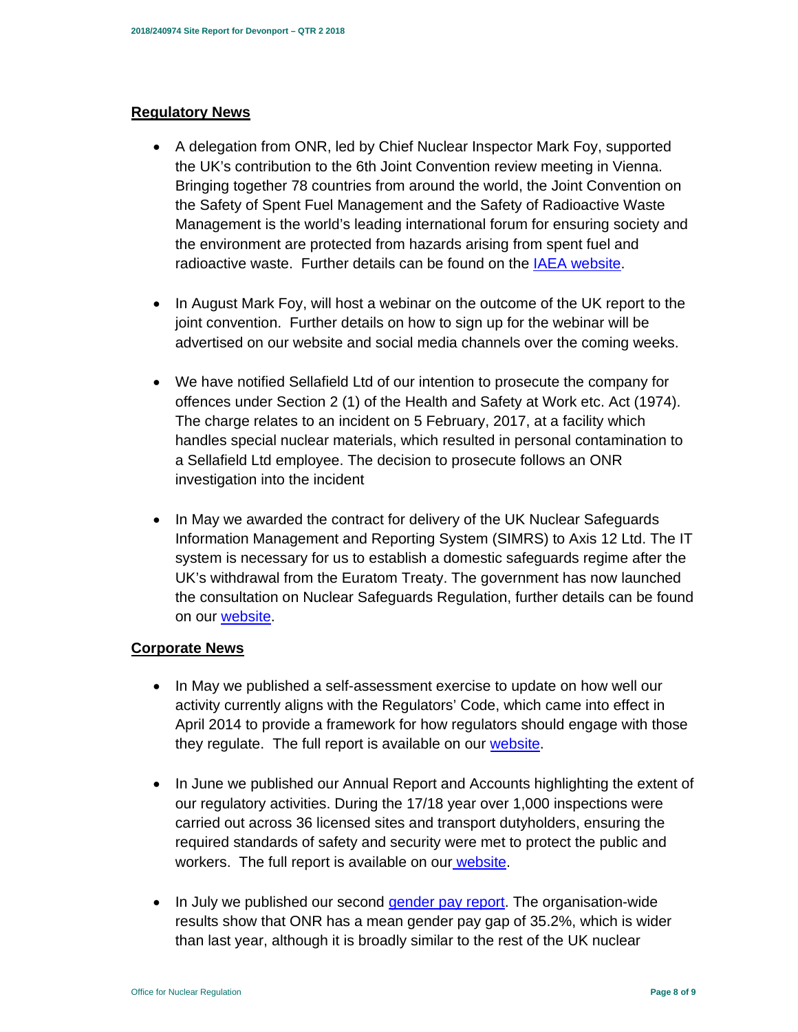## Regulatory News

- A delegation from ONR, led by Chief Nuclear Inspector Mark Foy, supported the UK's contribution to the 6th Joint Convention review meeting in Vienna. Bringing together 78 countries from around the world, the Joint Convention on the Safety of Spent Fuel Management and the Safety of Radioactive Waste Management is the world's leading international forum for ensuring society and the environment are protected from hazards arising from spent fuel and radioactive waste. Further details can be found on the IAEA website.

- In August Mark Foy, will host a webinar on the outcome of the UK report to the joint convention. Further details on how to sign up for the webinar will be advertised on our website and social media channels over the coming weeks.

- We have notified Sellafield Ltd of our intention to prosecute the company for offences under Section 2 (1) of the Health and Safety at Work etc. Act (1974). The charge relates to an incident on 5 February, 2017, at a facility which handles special nuclear materials, which resulted in personal contamination to a Sellafield Ltd employee. The decision to prosecute follows an ONR investigation into the incident

- In May we awarded the contract for delivery of the UK Nuclear Safeguards Information Management and Reporting System (SIMRS) to Axis 12 Ltd. The IT system is necessary for us to establish a domestic safeguards regime after the UK's withdrawal from the Euratom Treaty. The government has now launched the consultation on Nuclear Safeguards Regulation, further details can be found on our website.

## Corporate News

- In May we published a self-assessment exercise to update on how well our activity currently aligns with the Regulators' Code, which came into effect in April 2014 to provide a framework for how regulators should engage with those they regulate. The full report is available on our website.

- In June we published our Annual Report and Accounts highlighting the extent of our regulatory activities. During the 17/18 year over 1,000 inspections were carried out across 36 licensed sites and transport dutyholders, ensuring the required standards of safety and security were met to protect the public and workers. The full report is available on our website.

- In July we published our second gender pay report. The organisation-wide results show that ONR has a mean gender pay gap of 35.2%, which is wider than last year, although it is broadly similar to the rest of the UK nuclear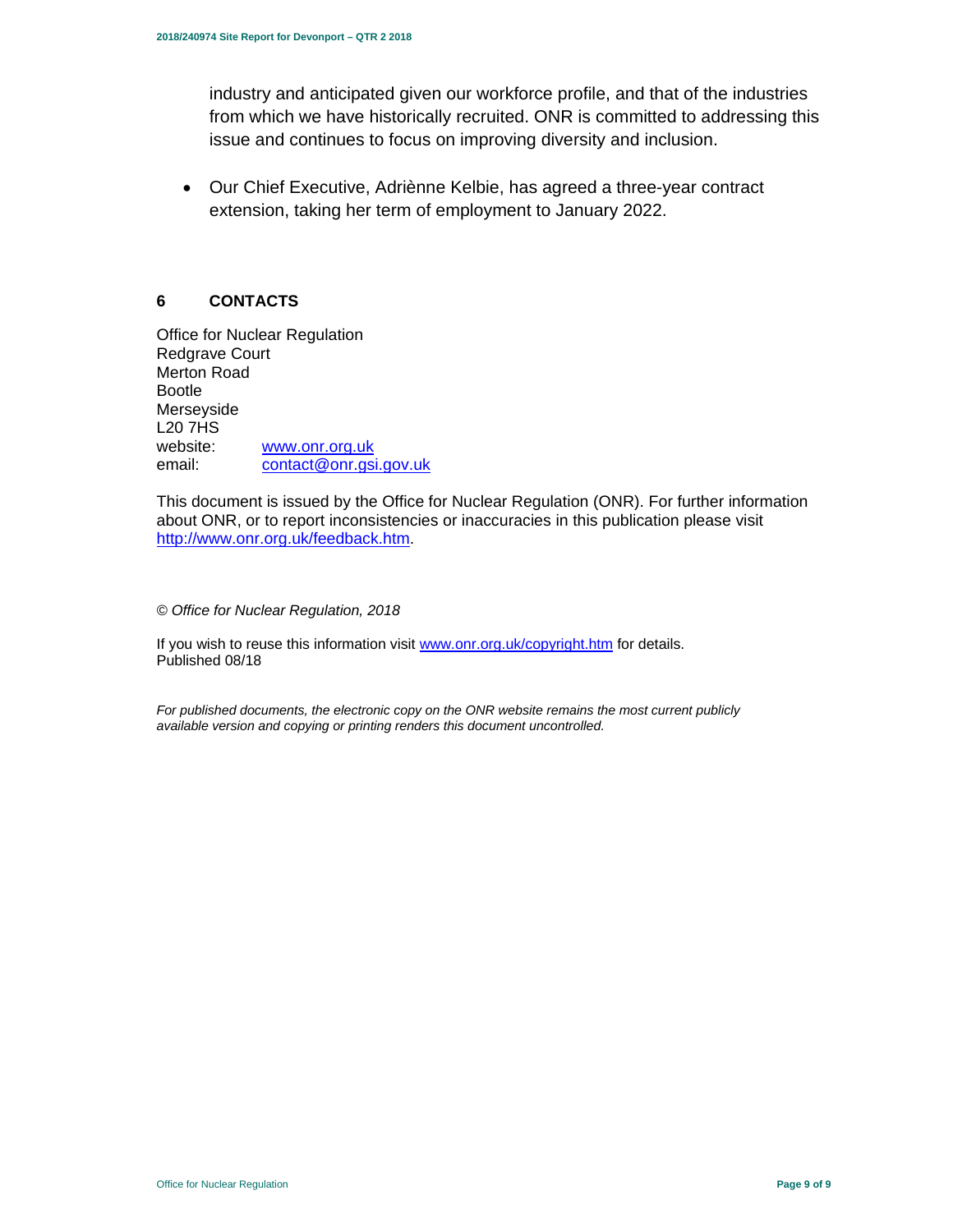industry and anticipated given our workforce profile, and that of the industries from which we have historically recruited. ONR is committed to addressing this issue and continues to focus on improving diversity and inclusion.

- Our Chief Executive, Adriènne Kelbie, has agreed a three-year contract extension, taking her term of employment to January 2022.

## 6 CONTACTS

Office for Nuclear Regulation
Redgrave Court
Merton Road
Bootle
Merseyside
L20 7HS
website: www.onr.org.uk
email: contact@onr.gsi.gov.uk

This document is issued by the Office for Nuclear Regulation (ONR). For further information about ONR, or to report inconsistencies or inaccuracies in this publication please visit http://www.onr.org.uk/feedback.htm.

*© Office for Nuclear Regulation, 2018*

If you wish to reuse this information visit www.onr.org.uk/copyright.htm for details.
Published 08/18

*For published documents, the electronic copy on the ONR website remains the most current publicly available version and copying or printing renders this document uncontrolled.*